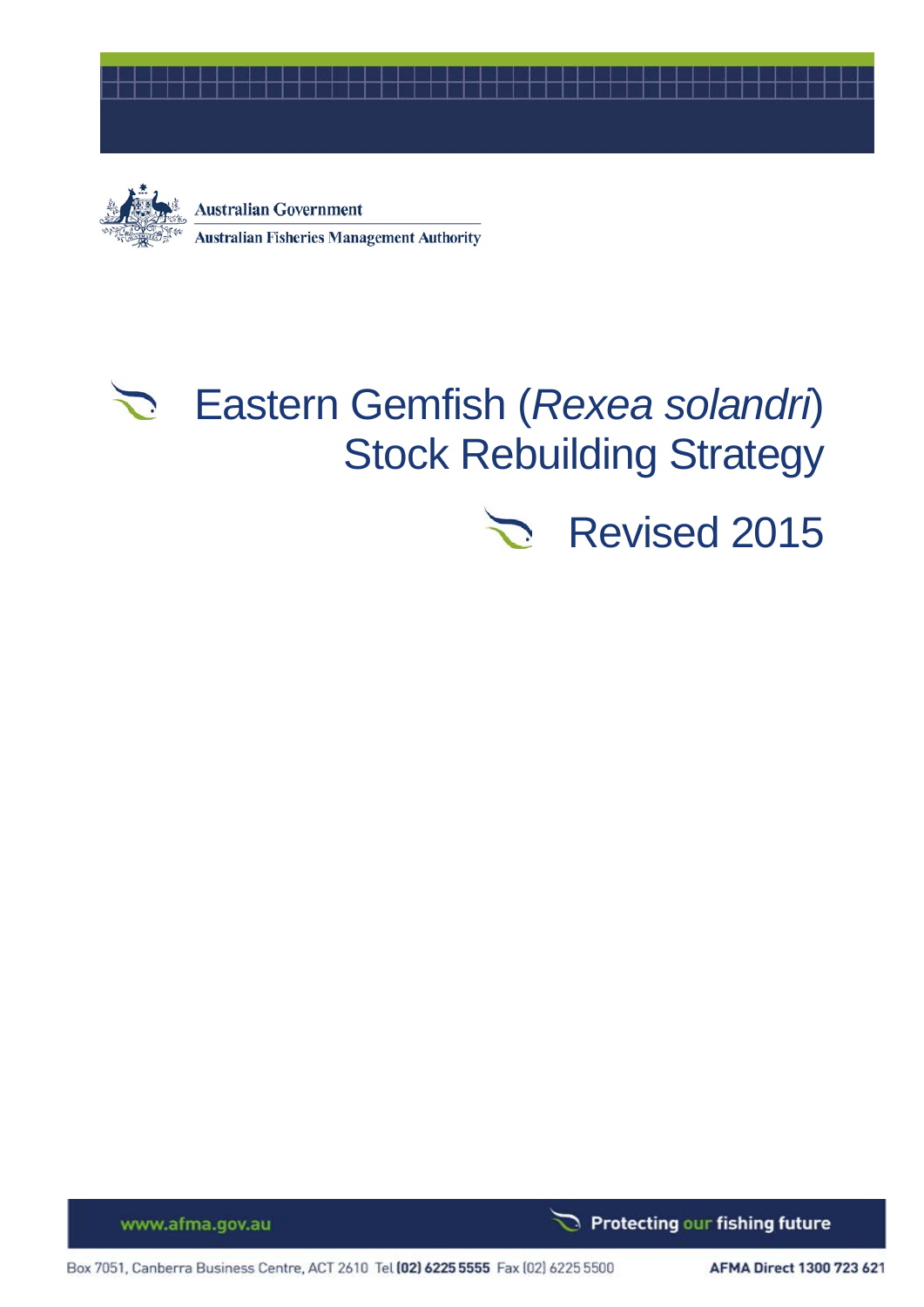Australian Government

Australian Fisheries Management Authority

# Eastern Gemfish (*Rexea solandri*) Stock Rebuilding Strategy

## Revised 2015

www.afma.gov.au

Protecting our fishing future

Box 7051, Canberra Business Centre, ACT 2610 Tel (02) 6225 5555 Fax (02) 6225 5500

AFMA Direct 1300 723 621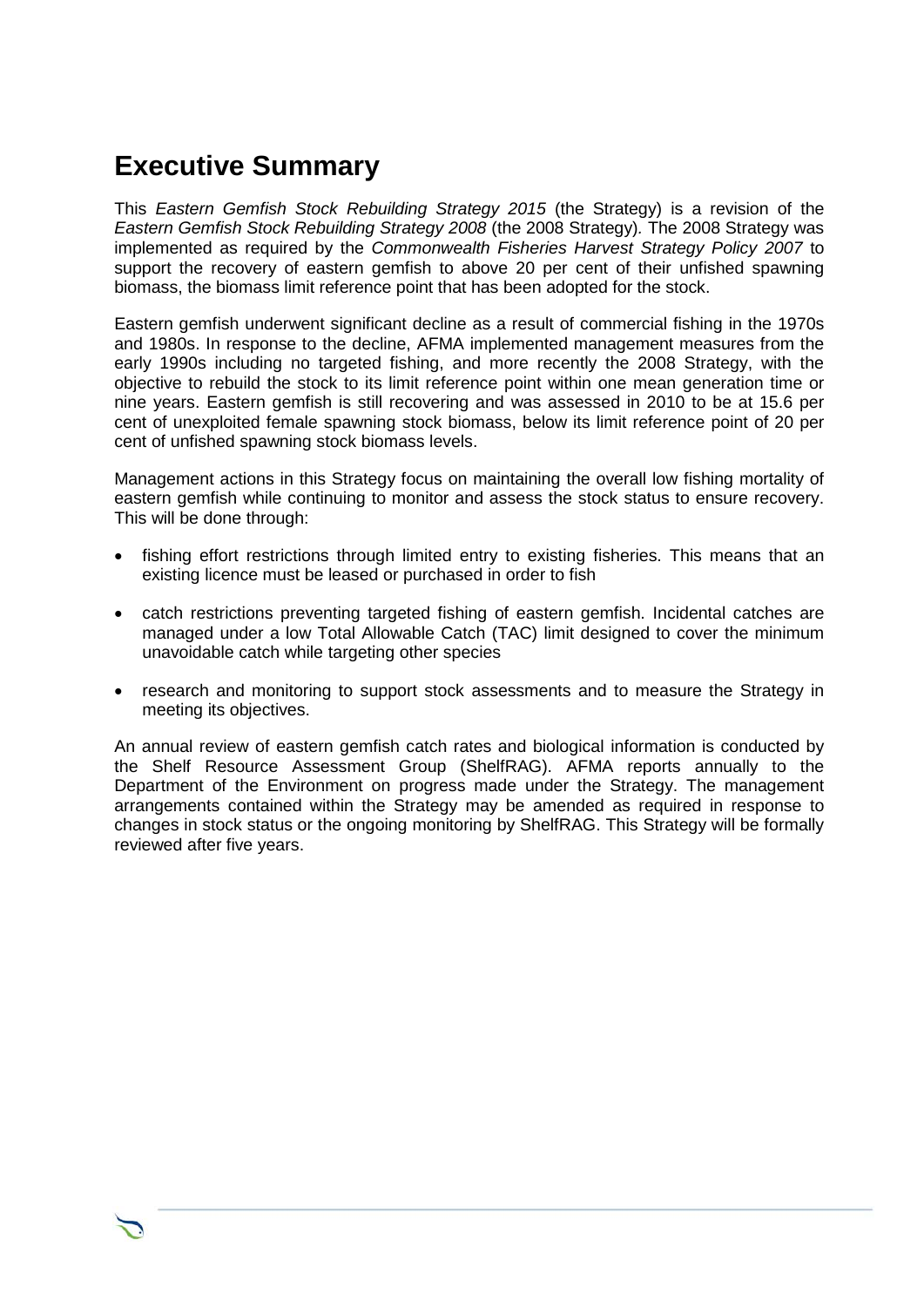# Executive Summary

This *Eastern Gemfish Stock Rebuilding Strategy 2015* (the Strategy) is a revision of the *Eastern Gemfish Stock Rebuilding Strategy 2008* (the 2008 Strategy). The 2008 Strategy was implemented as required by the *Commonwealth Fisheries Harvest Strategy Policy 2007* to support the recovery of eastern gemfish to above 20 per cent of their unfished spawning biomass, the biomass limit reference point that has been adopted for the stock.

Eastern gemfish underwent significant decline as a result of commercial fishing in the 1970s and 1980s. In response to the decline, AFMA implemented management measures from the early 1990s including no targeted fishing, and more recently the 2008 Strategy, with the objective to rebuild the stock to its limit reference point within one mean generation time or nine years. Eastern gemfish is still recovering and was assessed in 2010 to be at 15.6 per cent of unexploited female spawning stock biomass, below its limit reference point of 20 per cent of unfished spawning stock biomass levels.

Management actions in this Strategy focus on maintaining the overall low fishing mortality of eastern gemfish while continuing to monitor and assess the stock status to ensure recovery. This will be done through:

- fishing effort restrictions through limited entry to existing fisheries. This means that an existing licence must be leased or purchased in order to fish
- catch restrictions preventing targeted fishing of eastern gemfish. Incidental catches are managed under a low Total Allowable Catch (TAC) limit designed to cover the minimum unavoidable catch while targeting other species
- research and monitoring to support stock assessments and to measure the Strategy in meeting its objectives.

An annual review of eastern gemfish catch rates and biological information is conducted by the Shelf Resource Assessment Group (ShelfRAG). AFMA reports annually to the Department of the Environment on progress made under the Strategy. The management arrangements contained within the Strategy may be amended as required in response to changes in stock status or the ongoing monitoring by ShelfRAG. This Strategy will be formally reviewed after five years.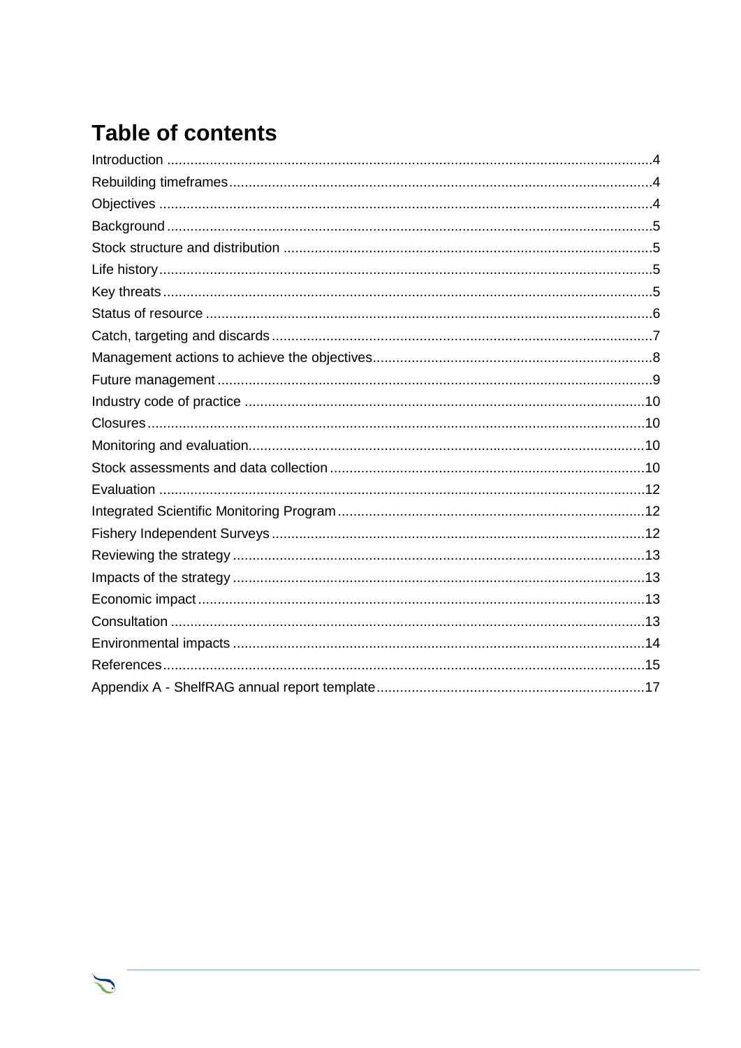# Table of contents

Introduction ........................................................................................................................4
Rebuilding timeframes........................................................................................................4
Objectives ..........................................................................................................................4
Background ........................................................................................................................5
Stock structure and distribution ..........................................................................................5
Life history...........................................................................................................................5
Key threats ..........................................................................................................................5
Status of resource ...............................................................................................................6
Catch, targeting and discards ..............................................................................................7
Management actions to achieve the objectives....................................................................8
Future management ............................................................................................................9
Industry code of practice ....................................................................................................10
Closures.............................................................................................................................10
Monitoring and evaluation...................................................................................................10
Stock assessments and data collection ..............................................................................10
Evaluation .........................................................................................................................12
Integrated Scientific Monitoring Program .............................................................................12
Fishery Independent Surveys .............................................................................................12
Reviewing the strategy .......................................................................................................13
Impacts of the strategy .......................................................................................................13
Economic impact................................................................................................................13
Consultation .......................................................................................................................13
Environmental impacts .......................................................................................................14
References.........................................................................................................................15
Appendix A - ShelfRAG annual report template..................................................................17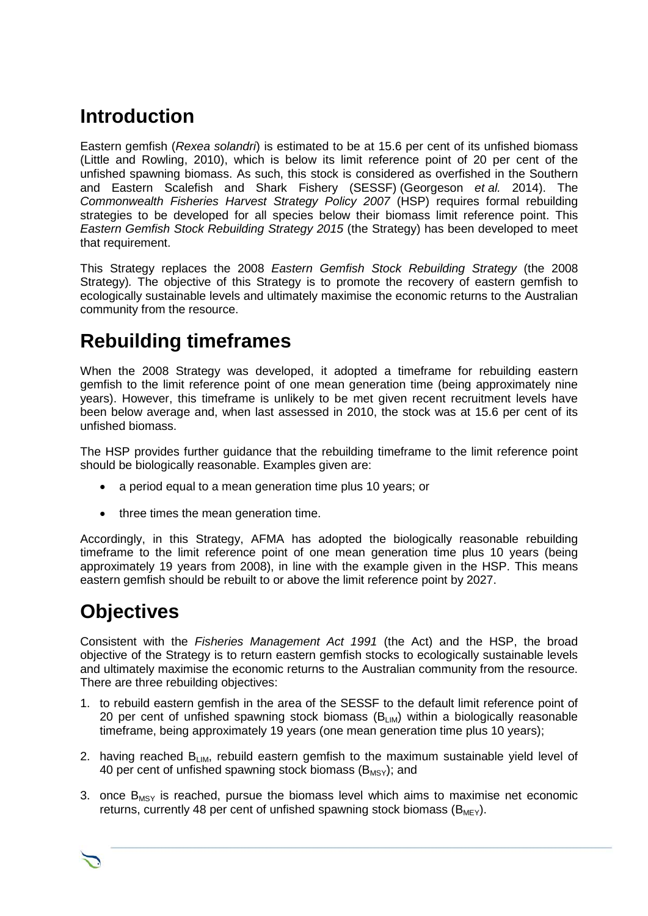# Introduction

Eastern gemfish (*Rexea solandri*) is estimated to be at 15.6 per cent of its unfished biomass (Little and Rowling, 2010), which is below its limit reference point of 20 per cent of the unfished spawning biomass. As such, this stock is considered as overfished in the Southern and Eastern Scalefish and Shark Fishery (SESSF) (Georgeson *et al.* 2014). The *Commonwealth Fisheries Harvest Strategy Policy 2007* (HSP) requires formal rebuilding strategies to be developed for all species below their biomass limit reference point. This *Eastern Gemfish Stock Rebuilding Strategy 2015* (the Strategy) has been developed to meet that requirement.

This Strategy replaces the 2008 *Eastern Gemfish Stock Rebuilding Strategy* (the 2008 Strategy). The objective of this Strategy is to promote the recovery of eastern gemfish to ecologically sustainable levels and ultimately maximise the economic returns to the Australian community from the resource.

# Rebuilding timeframes

When the 2008 Strategy was developed, it adopted a timeframe for rebuilding eastern gemfish to the limit reference point of one mean generation time (being approximately nine years). However, this timeframe is unlikely to be met given recent recruitment levels have been below average and, when last assessed in 2010, the stock was at 15.6 per cent of its unfished biomass.

The HSP provides further guidance that the rebuilding timeframe to the limit reference point should be biologically reasonable. Examples given are:

- a period equal to a mean generation time plus 10 years; or
- three times the mean generation time.

Accordingly, in this Strategy, AFMA has adopted the biologically reasonable rebuilding timeframe to the limit reference point of one mean generation time plus 10 years (being approximately 19 years from 2008), in line with the example given in the HSP. This means eastern gemfish should be rebuilt to or above the limit reference point by 2027.

# Objectives

Consistent with the *Fisheries Management Act 1991* (the Act) and the HSP, the broad objective of the Strategy is to return eastern gemfish stocks to ecologically sustainable levels and ultimately maximise the economic returns to the Australian community from the resource. There are three rebuilding objectives:

1. to rebuild eastern gemfish in the area of the SESSF to the default limit reference point of 20 per cent of unfished spawning stock biomass ($B_{LIM}$) within a biologically reasonable timeframe, being approximately 19 years (one mean generation time plus 10 years);
2. having reached $B_{LIM}$, rebuild eastern gemfish to the maximum sustainable yield level of 40 per cent of unfished spawning stock biomass ($B_{MSY}$); and
3. once $B_{MSY}$ is reached, pursue the biomass level which aims to maximise net economic returns, currently 48 per cent of unfished spawning stock biomass ($B_{MEY}$).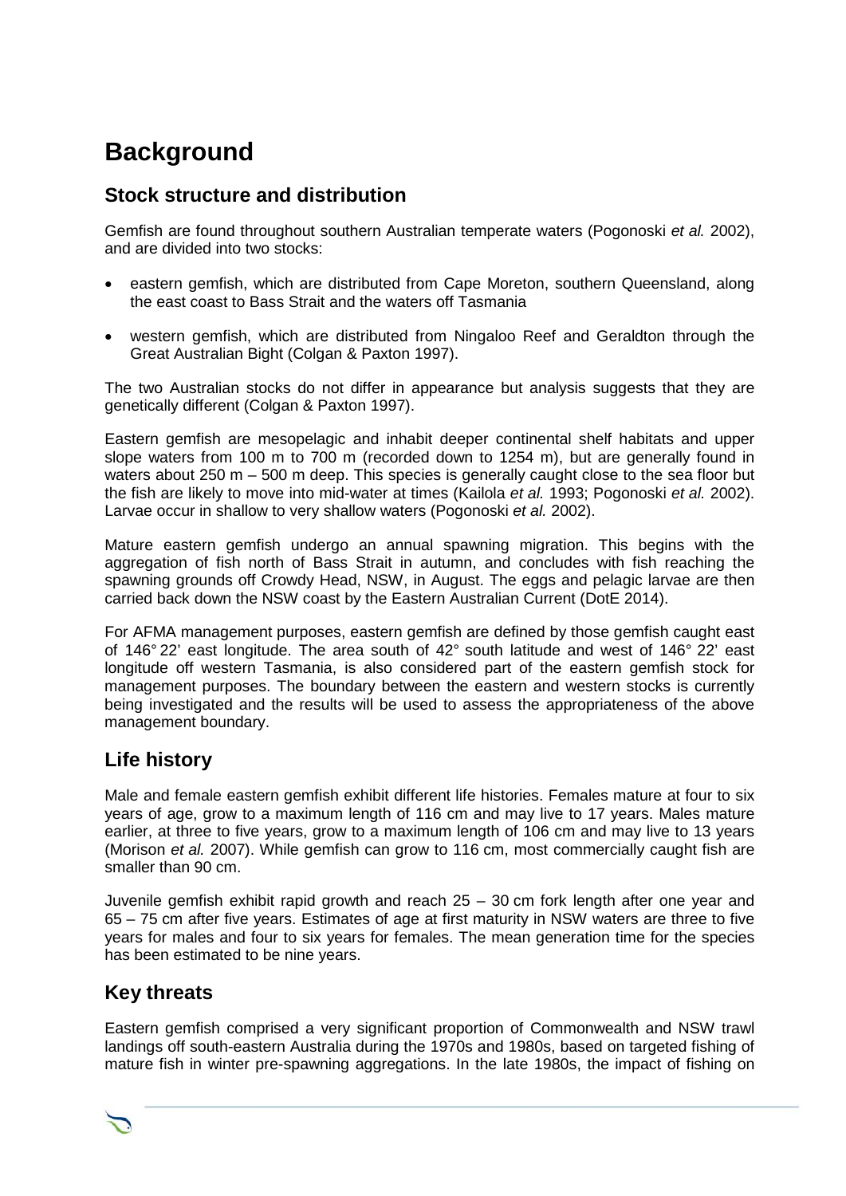# Background

## Stock structure and distribution

Gemfish are found throughout southern Australian temperate waters (Pogonoski *et al.* 2002), and are divided into two stocks:

- eastern gemfish, which are distributed from Cape Moreton, southern Queensland, along the east coast to Bass Strait and the waters off Tasmania
- western gemfish, which are distributed from Ningaloo Reef and Geraldton through the Great Australian Bight (Colgan & Paxton 1997).

The two Australian stocks do not differ in appearance but analysis suggests that they are genetically different (Colgan & Paxton 1997).

Eastern gemfish are mesopelagic and inhabit deeper continental shelf habitats and upper slope waters from 100 m to 700 m (recorded down to 1254 m), but are generally found in waters about 250 m – 500 m deep. This species is generally caught close to the sea floor but the fish are likely to move into mid-water at times (Kailola *et al.* 1993; Pogonoski *et al.* 2002). Larvae occur in shallow to very shallow waters (Pogonoski *et al.* 2002).

Mature eastern gemfish undergo an annual spawning migration. This begins with the aggregation of fish north of Bass Strait in autumn, and concludes with fish reaching the spawning grounds off Crowdy Head, NSW, in August. The eggs and pelagic larvae are then carried back down the NSW coast by the Eastern Australian Current (DotE 2014).

For AFMA management purposes, eastern gemfish are defined by those gemfish caught east of 146° 22' east longitude. The area south of 42° south latitude and west of 146° 22' east longitude off western Tasmania, is also considered part of the eastern gemfish stock for management purposes. The boundary between the eastern and western stocks is currently being investigated and the results will be used to assess the appropriateness of the above management boundary.

## Life history

Male and female eastern gemfish exhibit different life histories. Females mature at four to six years of age, grow to a maximum length of 116 cm and may live to 17 years. Males mature earlier, at three to five years, grow to a maximum length of 106 cm and may live to 13 years (Morison *et al.* 2007). While gemfish can grow to 116 cm, most commercially caught fish are smaller than 90 cm.

Juvenile gemfish exhibit rapid growth and reach 25 – 30 cm fork length after one year and 65 – 75 cm after five years. Estimates of age at first maturity in NSW waters are three to five years for males and four to six years for females. The mean generation time for the species has been estimated to be nine years.

## Key threats

Eastern gemfish comprised a very significant proportion of Commonwealth and NSW trawl landings off south-eastern Australia during the 1970s and 1980s, based on targeted fishing of mature fish in winter pre-spawning aggregations. In the late 1980s, the impact of fishing on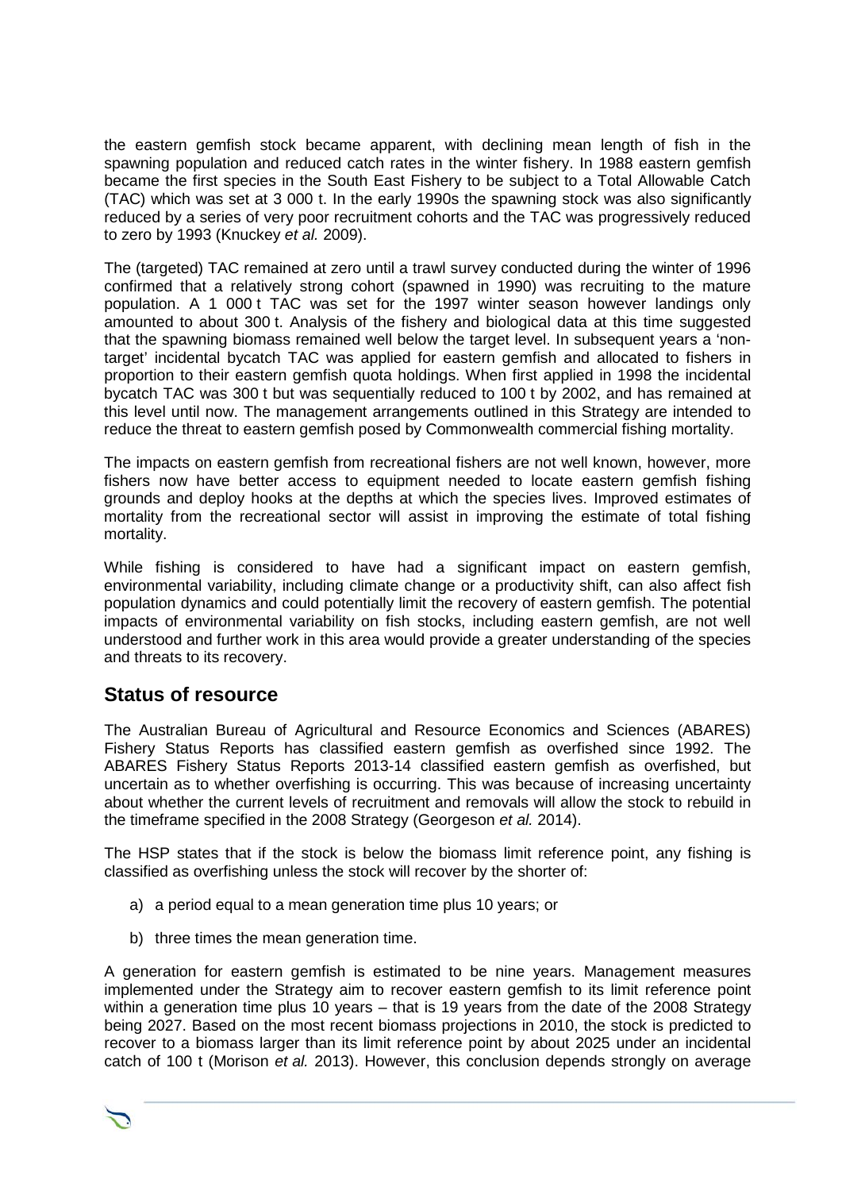the eastern gemfish stock became apparent, with declining mean length of fish in the spawning population and reduced catch rates in the winter fishery. In 1988 eastern gemfish became the first species in the South East Fishery to be subject to a Total Allowable Catch (TAC) which was set at 3 000 t. In the early 1990s the spawning stock was also significantly reduced by a series of very poor recruitment cohorts and the TAC was progressively reduced to zero by 1993 (Knuckey *et al.* 2009).

The (targeted) TAC remained at zero until a trawl survey conducted during the winter of 1996 confirmed that a relatively strong cohort (spawned in 1990) was recruiting to the mature population. A 1 000 t TAC was set for the 1997 winter season however landings only amounted to about 300 t. Analysis of the fishery and biological data at this time suggested that the spawning biomass remained well below the target level. In subsequent years a 'non-target' incidental bycatch TAC was applied for eastern gemfish and allocated to fishers in proportion to their eastern gemfish quota holdings. When first applied in 1998 the incidental bycatch TAC was 300 t but was sequentially reduced to 100 t by 2002, and has remained at this level until now. The management arrangements outlined in this Strategy are intended to reduce the threat to eastern gemfish posed by Commonwealth commercial fishing mortality.

The impacts on eastern gemfish from recreational fishers are not well known, however, more fishers now have better access to equipment needed to locate eastern gemfish fishing grounds and deploy hooks at the depths at which the species lives. Improved estimates of mortality from the recreational sector will assist in improving the estimate of total fishing mortality.

While fishing is considered to have had a significant impact on eastern gemfish, environmental variability, including climate change or a productivity shift, can also affect fish population dynamics and could potentially limit the recovery of eastern gemfish. The potential impacts of environmental variability on fish stocks, including eastern gemfish, are not well understood and further work in this area would provide a greater understanding of the species and threats to its recovery.

## Status of resource

The Australian Bureau of Agricultural and Resource Economics and Sciences (ABARES) Fishery Status Reports has classified eastern gemfish as overfished since 1992. The ABARES Fishery Status Reports 2013-14 classified eastern gemfish as overfished, but uncertain as to whether overfishing is occurring. This was because of increasing uncertainty about whether the current levels of recruitment and removals will allow the stock to rebuild in the timeframe specified in the 2008 Strategy (Georgeson *et al.* 2014).

The HSP states that if the stock is below the biomass limit reference point, any fishing is classified as overfishing unless the stock will recover by the shorter of:

a) a period equal to a mean generation time plus 10 years; or

b) three times the mean generation time.

A generation for eastern gemfish is estimated to be nine years. Management measures implemented under the Strategy aim to recover eastern gemfish to its limit reference point within a generation time plus 10 years – that is 19 years from the date of the 2008 Strategy being 2027. Based on the most recent biomass projections in 2010, the stock is predicted to recover to a biomass larger than its limit reference point by about 2025 under an incidental catch of 100 t (Morison *et al.* 2013). However, this conclusion depends strongly on average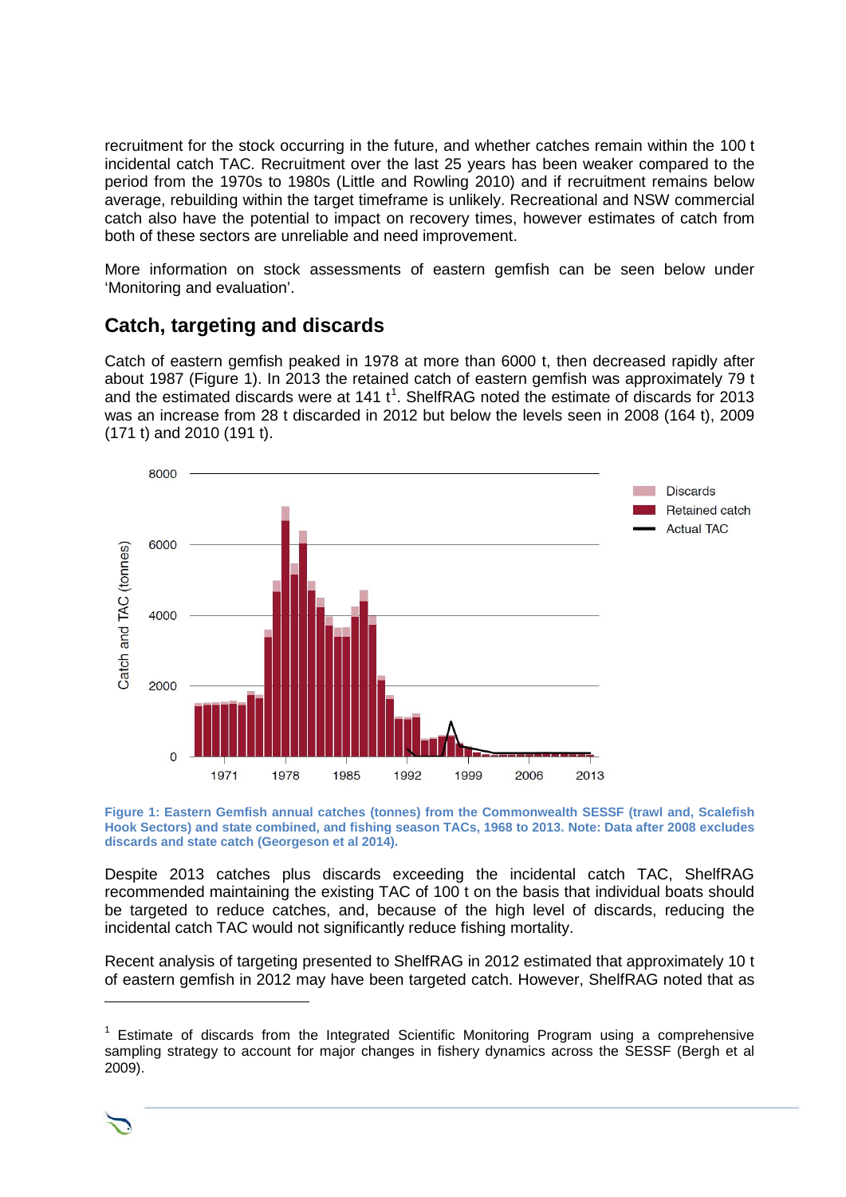recruitment for the stock occurring in the future, and whether catches remain within the 100 t incidental catch TAC. Recruitment over the last 25 years has been weaker compared to the period from the 1970s to 1980s (Little and Rowling 2010) and if recruitment remains below average, rebuilding within the target timeframe is unlikely. Recreational and NSW commercial catch also have the potential to impact on recovery times, however estimates of catch from both of these sectors are unreliable and need improvement.

More information on stock assessments of eastern gemfish can be seen below under 'Monitoring and evaluation'.

## Catch, targeting and discards

Catch of eastern gemfish peaked in 1978 at more than 6000 t, then decreased rapidly after about 1987 (Figure 1). In 2013 the retained catch of eastern gemfish was approximately 79 t and the estimated discards were at 141 t[1]. ShelfRAG noted the estimate of discards for 2013 was an increase from 28 t discarded in 2012 but below the levels seen in 2008 (164 t), 2009 (171 t) and 2010 (191 t).

**Figure 1: Eastern Gemfish annual catches (tonnes) from the Commonwealth SESSF (trawl and, Scalefish Hook Sectors) and state combined, and fishing season TACs, 1968 to 2013. Note: Data after 2008 excludes discards and state catch (Georgeson et al 2014).**

Despite 2013 catches plus discards exceeding the incidental catch TAC, ShelfRAG recommended maintaining the existing TAC of 100 t on the basis that individual boats should be targeted to reduce catches, and, because of the high level of discards, reducing the incidental catch TAC would not significantly reduce fishing mortality.

Recent analysis of targeting presented to ShelfRAG in 2012 estimated that approximately 10 t of eastern gemfish in 2012 may have been targeted catch. However, ShelfRAG noted that as

[1] Estimate of discards from the Integrated Scientific Monitoring Program using a comprehensive sampling strategy to account for major changes in fishery dynamics across the SESSF (Bergh et al 2009).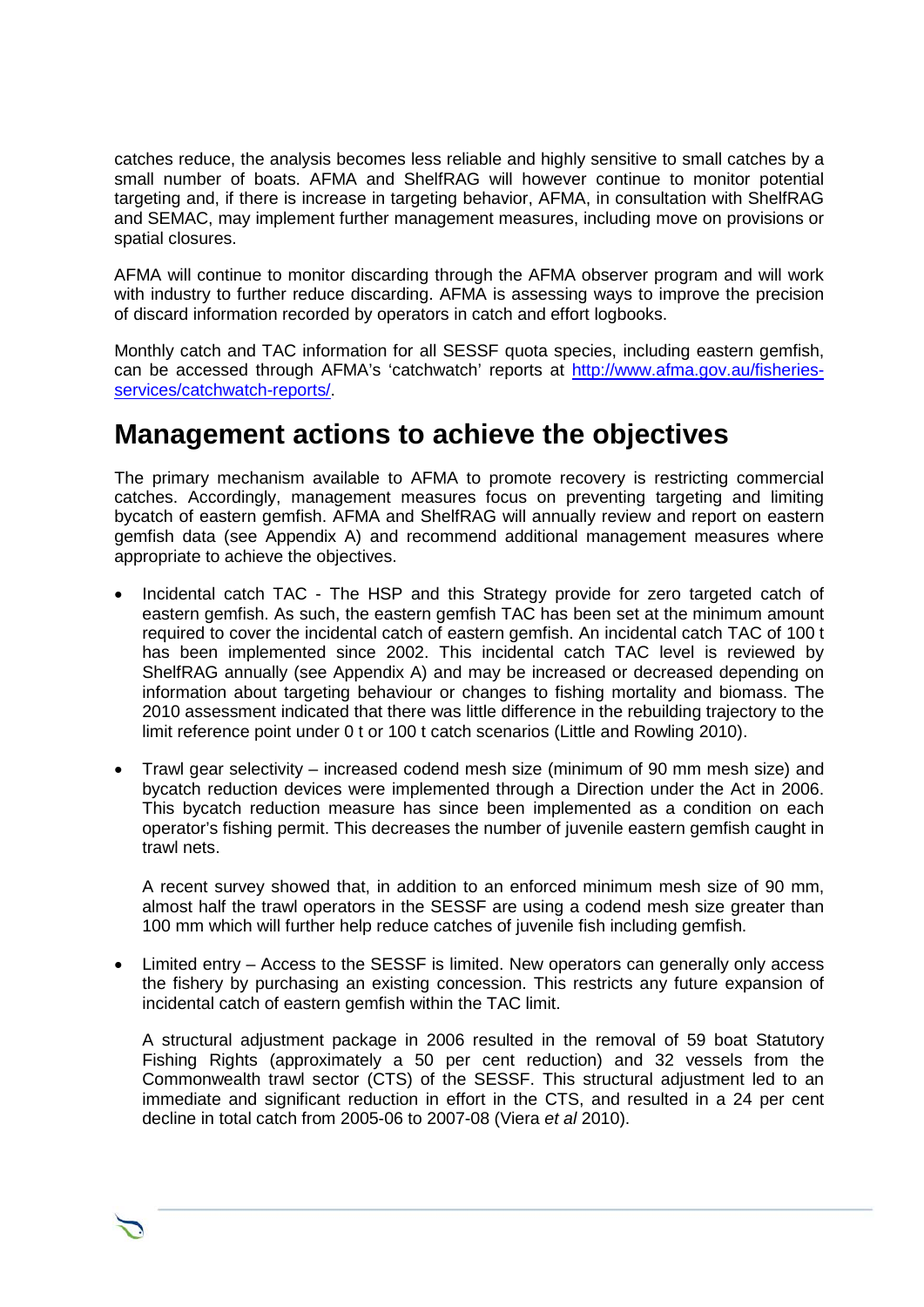catches reduce, the analysis becomes less reliable and highly sensitive to small catches by a small number of boats. AFMA and ShelfRAG will however continue to monitor potential targeting and, if there is increase in targeting behavior, AFMA, in consultation with ShelfRAG and SEMAC, may implement further management measures, including move on provisions or spatial closures.

AFMA will continue to monitor discarding through the AFMA observer program and will work with industry to further reduce discarding. AFMA is assessing ways to improve the precision of discard information recorded by operators in catch and effort logbooks.

Monthly catch and TAC information for all SESSF quota species, including eastern gemfish, can be accessed through AFMA's 'catchwatch' reports at http://www.afma.gov.au/fisheries-services/catchwatch-reports/.

# Management actions to achieve the objectives

The primary mechanism available to AFMA to promote recovery is restricting commercial catches. Accordingly, management measures focus on preventing targeting and limiting bycatch of eastern gemfish. AFMA and ShelfRAG will annually review and report on eastern gemfish data (see Appendix A) and recommend additional management measures where appropriate to achieve the objectives.

- Incidental catch TAC - The HSP and this Strategy provide for zero targeted catch of eastern gemfish. As such, the eastern gemfish TAC has been set at the minimum amount required to cover the incidental catch of eastern gemfish. An incidental catch TAC of 100 t has been implemented since 2002. This incidental catch TAC level is reviewed by ShelfRAG annually (see Appendix A) and may be increased or decreased depending on information about targeting behaviour or changes to fishing mortality and biomass. The 2010 assessment indicated that there was little difference in the rebuilding trajectory to the limit reference point under 0 t or 100 t catch scenarios (Little and Rowling 2010).

- Trawl gear selectivity – increased codend mesh size (minimum of 90 mm mesh size) and bycatch reduction devices were implemented through a Direction under the Act in 2006. This bycatch reduction measure has since been implemented as a condition on each operator's fishing permit. This decreases the number of juvenile eastern gemfish caught in trawl nets.

  A recent survey showed that, in addition to an enforced minimum mesh size of 90 mm, almost half the trawl operators in the SESSF are using a codend mesh size greater than 100 mm which will further help reduce catches of juvenile fish including gemfish.

- Limited entry – Access to the SESSF is limited. New operators can generally only access the fishery by purchasing an existing concession. This restricts any future expansion of incidental catch of eastern gemfish within the TAC limit.

  A structural adjustment package in 2006 resulted in the removal of 59 boat Statutory Fishing Rights (approximately a 50 per cent reduction) and 32 vessels from the Commonwealth trawl sector (CTS) of the SESSF. This structural adjustment led to an immediate and significant reduction in effort in the CTS, and resulted in a 24 per cent decline in total catch from 2005-06 to 2007-08 (Viera *et al* 2010).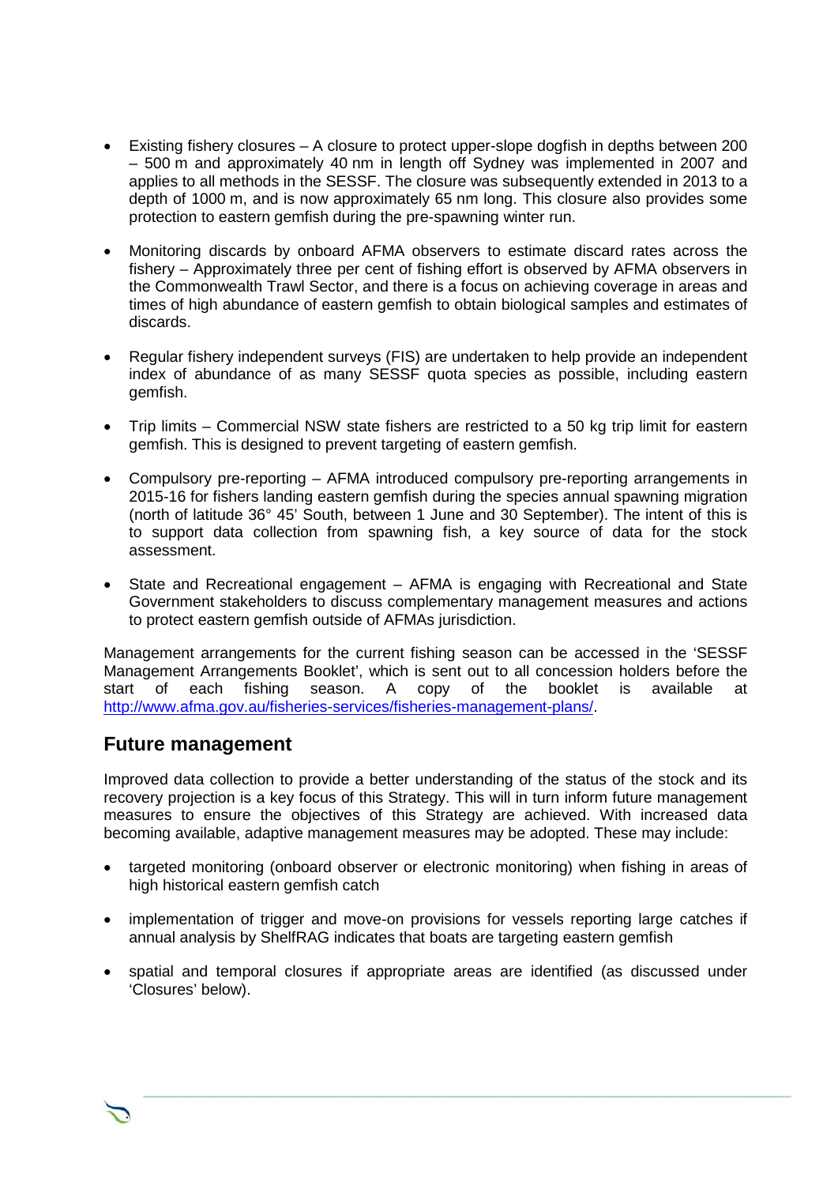- Existing fishery closures – A closure to protect upper-slope dogfish in depths between 200 – 500 m and approximately 40 nm in length off Sydney was implemented in 2007 and applies to all methods in the SESSF. The closure was subsequently extended in 2013 to a depth of 1000 m, and is now approximately 65 nm long. This closure also provides some protection to eastern gemfish during the pre-spawning winter run.

- Monitoring discards by onboard AFMA observers to estimate discard rates across the fishery – Approximately three per cent of fishing effort is observed by AFMA observers in the Commonwealth Trawl Sector, and there is a focus on achieving coverage in areas and times of high abundance of eastern gemfish to obtain biological samples and estimates of discards.

- Regular fishery independent surveys (FIS) are undertaken to help provide an independent index of abundance of as many SESSF quota species as possible, including eastern gemfish.

- Trip limits – Commercial NSW state fishers are restricted to a 50 kg trip limit for eastern gemfish. This is designed to prevent targeting of eastern gemfish.

- Compulsory pre-reporting – AFMA introduced compulsory pre-reporting arrangements in 2015-16 for fishers landing eastern gemfish during the species annual spawning migration (north of latitude 36° 45' South, between 1 June and 30 September). The intent of this is to support data collection from spawning fish, a key source of data for the stock assessment.

- State and Recreational engagement – AFMA is engaging with Recreational and State Government stakeholders to discuss complementary management measures and actions to protect eastern gemfish outside of AFMAs jurisdiction.

Management arrangements for the current fishing season can be accessed in the 'SESSF Management Arrangements Booklet', which is sent out to all concession holders before the start of each fishing season. A copy of the booklet is available at http://www.afma.gov.au/fisheries-services/fisheries-management-plans/.

## Future management

Improved data collection to provide a better understanding of the status of the stock and its recovery projection is a key focus of this Strategy. This will in turn inform future management measures to ensure the objectives of this Strategy are achieved. With increased data becoming available, adaptive management measures may be adopted. These may include:

- targeted monitoring (onboard observer or electronic monitoring) when fishing in areas of high historical eastern gemfish catch

- implementation of trigger and move-on provisions for vessels reporting large catches if annual analysis by ShelfRAG indicates that boats are targeting eastern gemfish

- spatial and temporal closures if appropriate areas are identified (as discussed under 'Closures' below).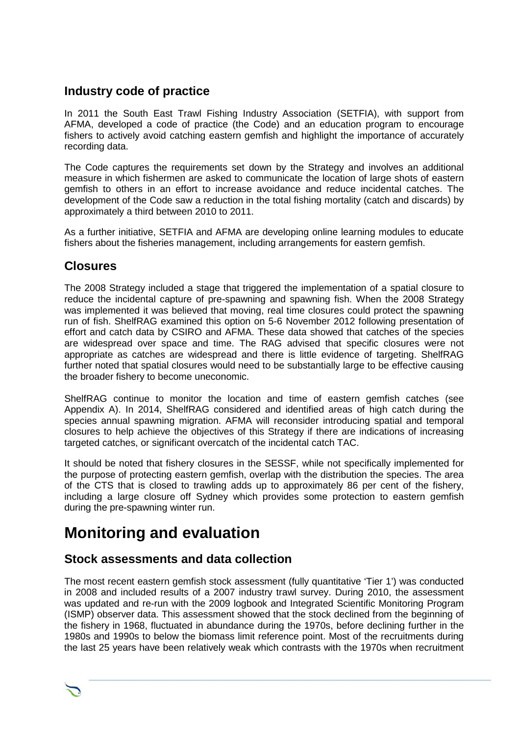## Industry code of practice

In 2011 the South East Trawl Fishing Industry Association (SETFIA), with support from AFMA, developed a code of practice (the Code) and an education program to encourage fishers to actively avoid catching eastern gemfish and highlight the importance of accurately recording data.

The Code captures the requirements set down by the Strategy and involves an additional measure in which fishermen are asked to communicate the location of large shots of eastern gemfish to others in an effort to increase avoidance and reduce incidental catches. The development of the Code saw a reduction in the total fishing mortality (catch and discards) by approximately a third between 2010 to 2011.

As a further initiative, SETFIA and AFMA are developing online learning modules to educate fishers about the fisheries management, including arrangements for eastern gemfish.

## Closures

The 2008 Strategy included a stage that triggered the implementation of a spatial closure to reduce the incidental capture of pre-spawning and spawning fish. When the 2008 Strategy was implemented it was believed that moving, real time closures could protect the spawning run of fish. ShelfRAG examined this option on 5-6 November 2012 following presentation of effort and catch data by CSIRO and AFMA. These data showed that catches of the species are widespread over space and time. The RAG advised that specific closures were not appropriate as catches are widespread and there is little evidence of targeting. ShelfRAG further noted that spatial closures would need to be substantially large to be effective causing the broader fishery to become uneconomic.

ShelfRAG continue to monitor the location and time of eastern gemfish catches (see Appendix A). In 2014, ShelfRAG considered and identified areas of high catch during the species annual spawning migration. AFMA will reconsider introducing spatial and temporal closures to help achieve the objectives of this Strategy if there are indications of increasing targeted catches, or significant overcatch of the incidental catch TAC.

It should be noted that fishery closures in the SESSF, while not specifically implemented for the purpose of protecting eastern gemfish, overlap with the distribution the species. The area of the CTS that is closed to trawling adds up to approximately 86 per cent of the fishery, including a large closure off Sydney which provides some protection to eastern gemfish during the pre-spawning winter run.

# Monitoring and evaluation

## Stock assessments and data collection

The most recent eastern gemfish stock assessment (fully quantitative 'Tier 1') was conducted in 2008 and included results of a 2007 industry trawl survey. During 2010, the assessment was updated and re-run with the 2009 logbook and Integrated Scientific Monitoring Program (ISMP) observer data. This assessment showed that the stock declined from the beginning of the fishery in 1968, fluctuated in abundance during the 1970s, before declining further in the 1980s and 1990s to below the biomass limit reference point. Most of the recruitments during the last 25 years have been relatively weak which contrasts with the 1970s when recruitment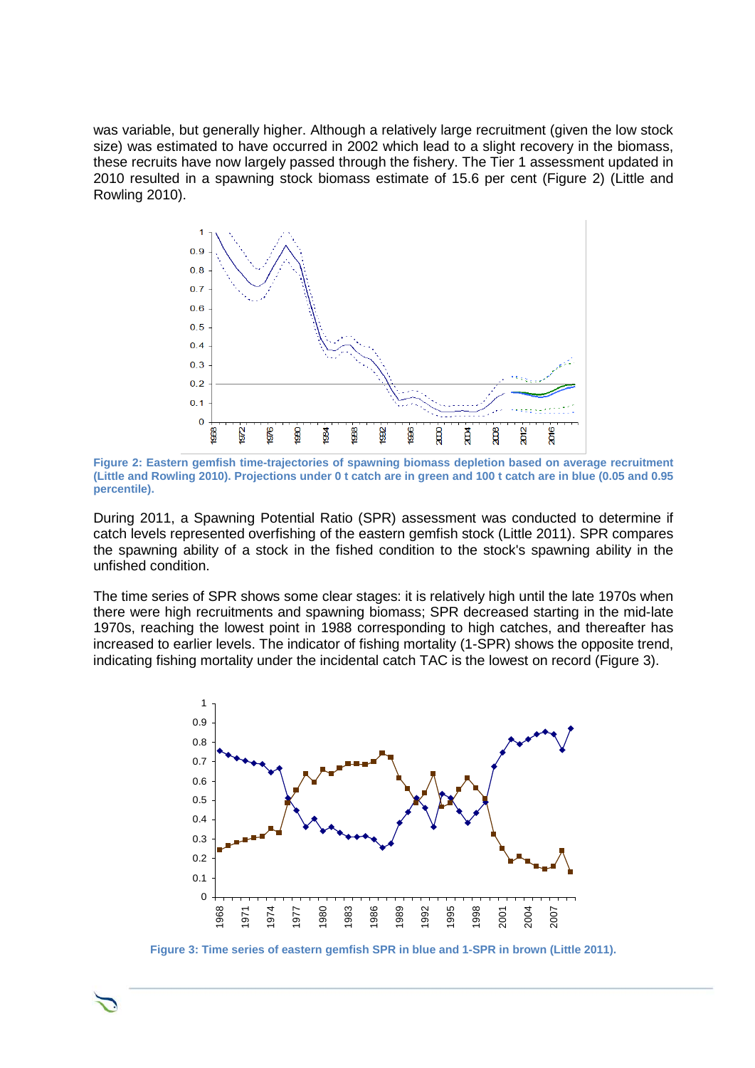was variable, but generally higher. Although a relatively large recruitment (given the low stock size) was estimated to have occurred in 2002 which lead to a slight recovery in the biomass, these recruits have now largely passed through the fishery. The Tier 1 assessment updated in 2010 resulted in a spawning stock biomass estimate of 15.6 per cent (Figure 2) (Little and Rowling 2010).

**Figure 2: Eastern gemfish time-trajectories of spawning biomass depletion based on average recruitment (Little and Rowling 2010). Projections under 0 t catch are in green and 100 t catch are in blue (0.05 and 0.95 percentile).**

During 2011, a Spawning Potential Ratio (SPR) assessment was conducted to determine if catch levels represented overfishing of the eastern gemfish stock (Little 2011). SPR compares the spawning ability of a stock in the fished condition to the stock's spawning ability in the unfished condition.

The time series of SPR shows some clear stages: it is relatively high until the late 1970s when there were high recruitments and spawning biomass; SPR decreased starting in the mid-late 1970s, reaching the lowest point in 1988 corresponding to high catches, and thereafter has increased to earlier levels. The indicator of fishing mortality (1-SPR) shows the opposite trend, indicating fishing mortality under the incidental catch TAC is the lowest on record (Figure 3).

**Figure 3: Time series of eastern gemfish SPR in blue and 1-SPR in brown (Little 2011).**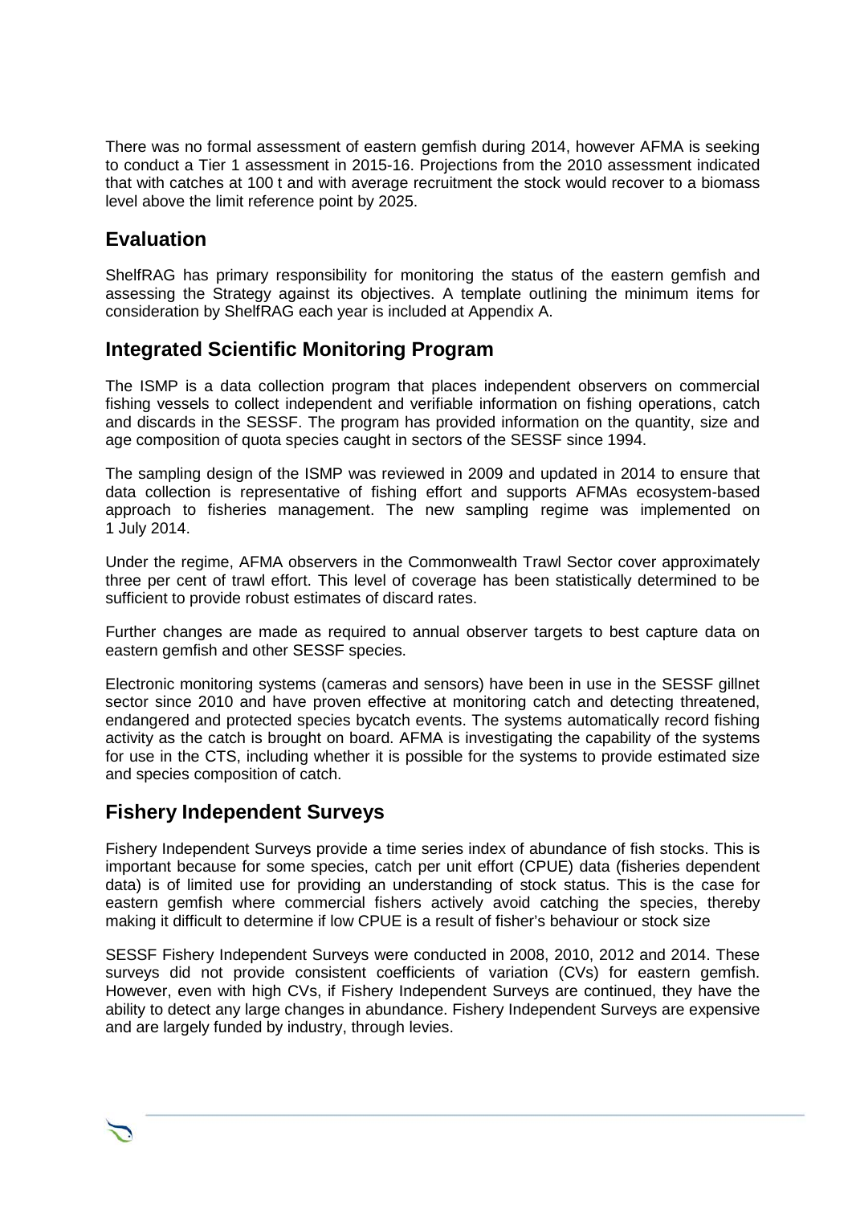There was no formal assessment of eastern gemfish during 2014, however AFMA is seeking to conduct a Tier 1 assessment in 2015-16. Projections from the 2010 assessment indicated that with catches at 100 t and with average recruitment the stock would recover to a biomass level above the limit reference point by 2025.

## Evaluation

ShelfRAG has primary responsibility for monitoring the status of the eastern gemfish and assessing the Strategy against its objectives. A template outlining the minimum items for consideration by ShelfRAG each year is included at Appendix A.

## Integrated Scientific Monitoring Program

The ISMP is a data collection program that places independent observers on commercial fishing vessels to collect independent and verifiable information on fishing operations, catch and discards in the SESSF. The program has provided information on the quantity, size and age composition of quota species caught in sectors of the SESSF since 1994.

The sampling design of the ISMP was reviewed in 2009 and updated in 2014 to ensure that data collection is representative of fishing effort and supports AFMAs ecosystem-based approach to fisheries management. The new sampling regime was implemented on 1 July 2014.

Under the regime, AFMA observers in the Commonwealth Trawl Sector cover approximately three per cent of trawl effort. This level of coverage has been statistically determined to be sufficient to provide robust estimates of discard rates.

Further changes are made as required to annual observer targets to best capture data on eastern gemfish and other SESSF species.

Electronic monitoring systems (cameras and sensors) have been in use in the SESSF gillnet sector since 2010 and have proven effective at monitoring catch and detecting threatened, endangered and protected species bycatch events. The systems automatically record fishing activity as the catch is brought on board. AFMA is investigating the capability of the systems for use in the CTS, including whether it is possible for the systems to provide estimated size and species composition of catch.

## Fishery Independent Surveys

Fishery Independent Surveys provide a time series index of abundance of fish stocks. This is important because for some species, catch per unit effort (CPUE) data (fisheries dependent data) is of limited use for providing an understanding of stock status. This is the case for eastern gemfish where commercial fishers actively avoid catching the species, thereby making it difficult to determine if low CPUE is a result of fisher's behaviour or stock size

SESSF Fishery Independent Surveys were conducted in 2008, 2010, 2012 and 2014. These surveys did not provide consistent coefficients of variation (CVs) for eastern gemfish. However, even with high CVs, if Fishery Independent Surveys are continued, they have the ability to detect any large changes in abundance. Fishery Independent Surveys are expensive and are largely funded by industry, through levies.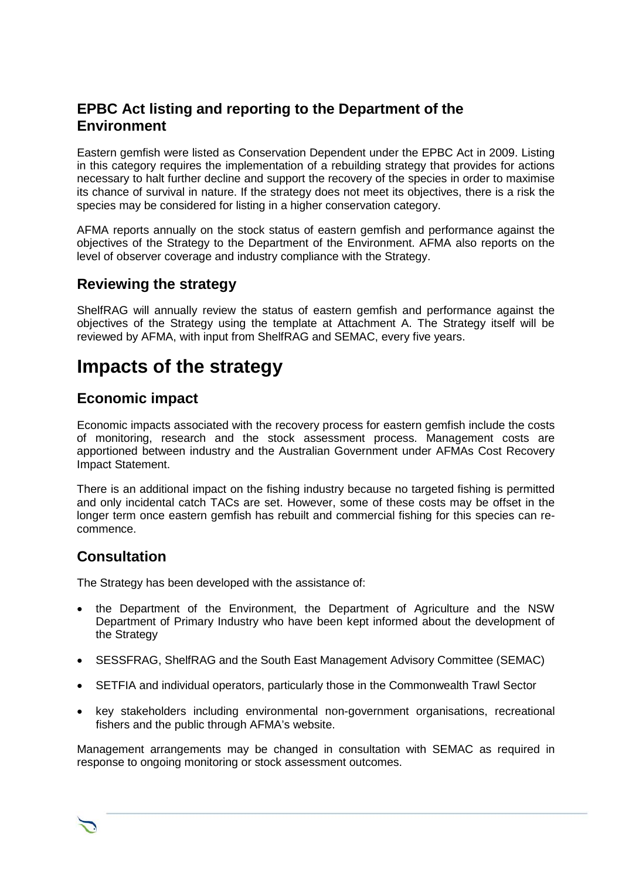## EPBC Act listing and reporting to the Department of the Environment

Eastern gemfish were listed as Conservation Dependent under the EPBC Act in 2009. Listing in this category requires the implementation of a rebuilding strategy that provides for actions necessary to halt further decline and support the recovery of the species in order to maximise its chance of survival in nature. If the strategy does not meet its objectives, there is a risk the species may be considered for listing in a higher conservation category.

AFMA reports annually on the stock status of eastern gemfish and performance against the objectives of the Strategy to the Department of the Environment. AFMA also reports on the level of observer coverage and industry compliance with the Strategy.

## Reviewing the strategy

ShelfRAG will annually review the status of eastern gemfish and performance against the objectives of the Strategy using the template at Attachment A. The Strategy itself will be reviewed by AFMA, with input from ShelfRAG and SEMAC, every five years.

# Impacts of the strategy

## Economic impact

Economic impacts associated with the recovery process for eastern gemfish include the costs of monitoring, research and the stock assessment process. Management costs are apportioned between industry and the Australian Government under AFMAs Cost Recovery Impact Statement.

There is an additional impact on the fishing industry because no targeted fishing is permitted and only incidental catch TACs are set. However, some of these costs may be offset in the longer term once eastern gemfish has rebuilt and commercial fishing for this species can re-commence.

## Consultation

The Strategy has been developed with the assistance of:

- the Department of the Environment, the Department of Agriculture and the NSW Department of Primary Industry who have been kept informed about the development of the Strategy
- SESSFRAG, ShelfRAG and the South East Management Advisory Committee (SEMAC)
- SETFIA and individual operators, particularly those in the Commonwealth Trawl Sector
- key stakeholders including environmental non-government organisations, recreational fishers and the public through AFMA's website.

Management arrangements may be changed in consultation with SEMAC as required in response to ongoing monitoring or stock assessment outcomes.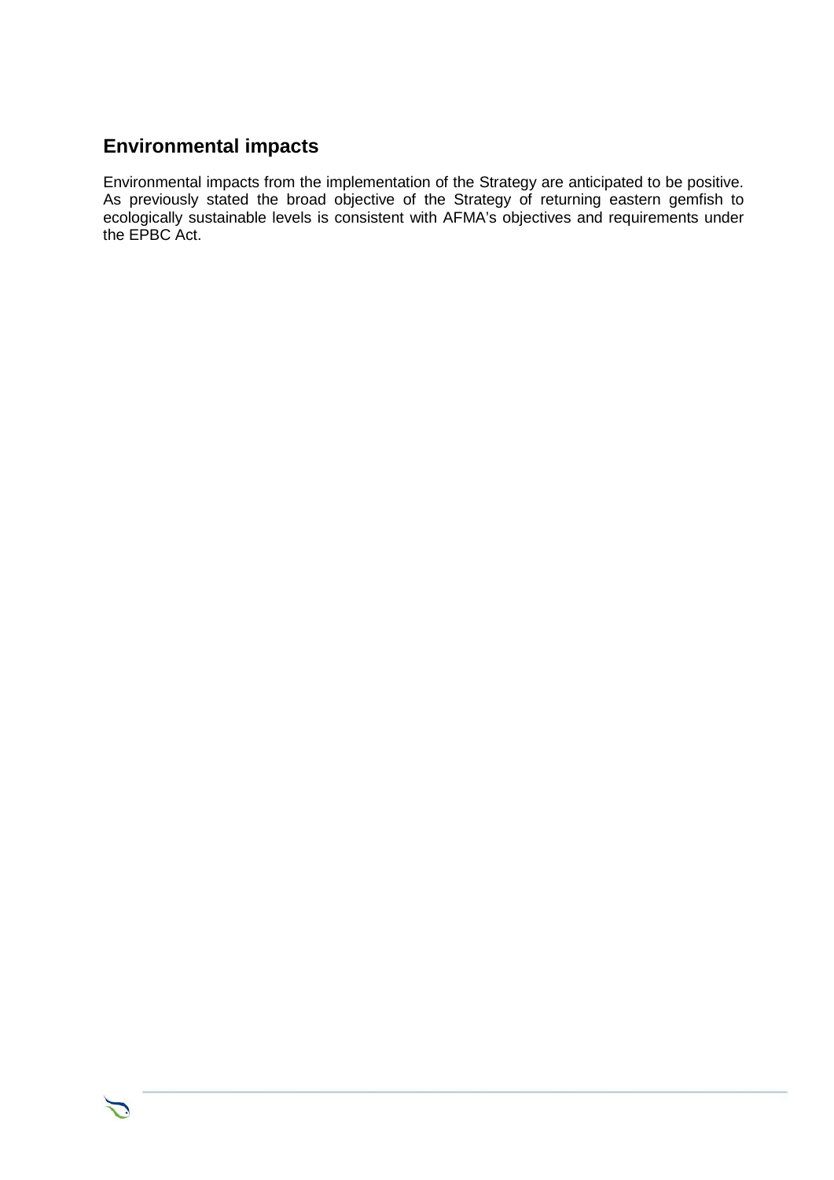## Environmental impacts

Environmental impacts from the implementation of the Strategy are anticipated to be positive. As previously stated the broad objective of the Strategy of returning eastern gemfish to ecologically sustainable levels is consistent with AFMA's objectives and requirements under the EPBC Act.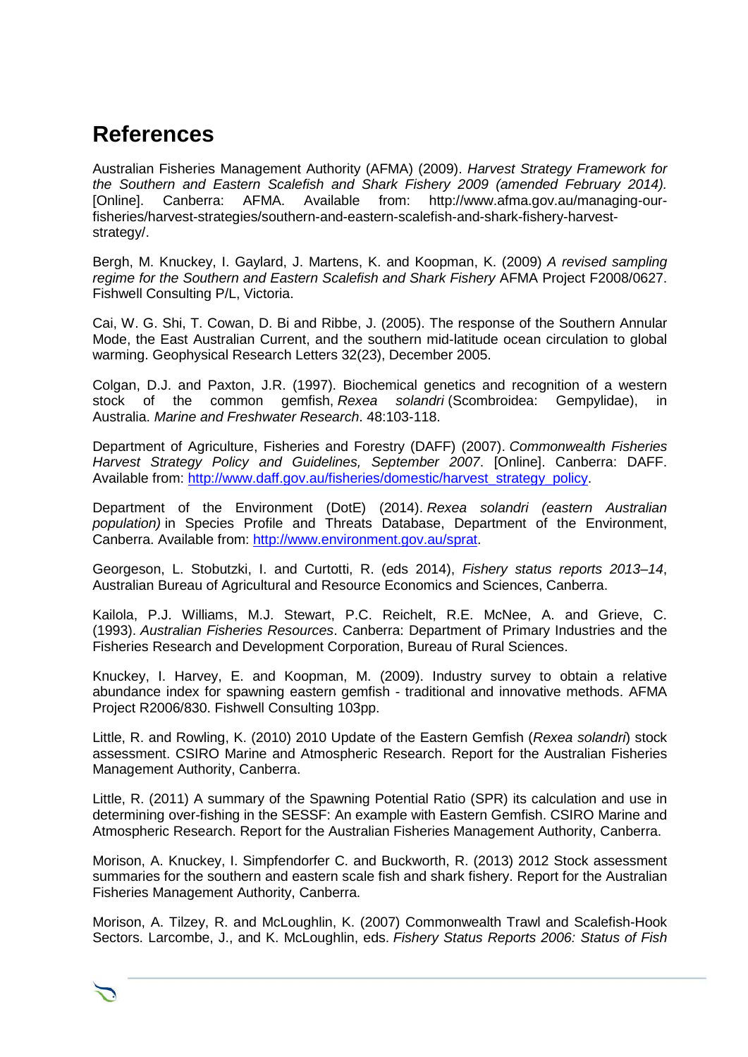# References

Australian Fisheries Management Authority (AFMA) (2009). *Harvest Strategy Framework for the Southern and Eastern Scalefish and Shark Fishery 2009 (amended February 2014).* [Online]. Canberra: AFMA. Available from: http://www.afma.gov.au/managing-our-fisheries/harvest-strategies/southern-and-eastern-scalefish-and-shark-fishery-harvest-strategy/.

Bergh, M. Knuckey, I. Gaylard, J. Martens, K. and Koopman, K. (2009) *A revised sampling regime for the Southern and Eastern Scalefish and Shark Fishery* AFMA Project F2008/0627. Fishwell Consulting P/L, Victoria.

Cai, W. G. Shi, T. Cowan, D. Bi and Ribbe, J. (2005). The response of the Southern Annular Mode, the East Australian Current, and the southern mid-latitude ocean circulation to global warming. Geophysical Research Letters 32(23), December 2005.

Colgan, D.J. and Paxton, J.R. (1997). Biochemical genetics and recognition of a western stock of the common gemfish, *Rexea solandri* (Scombroidea: Gempylidae), in Australia. *Marine and Freshwater Research*. 48:103-118.

Department of Agriculture, Fisheries and Forestry (DAFF) (2007). *Commonwealth Fisheries Harvest Strategy Policy and Guidelines, September 2007*. [Online]. Canberra: DAFF. Available from: http://www.daff.gov.au/fisheries/domestic/harvest_strategy_policy.

Department of the Environment (DotE) (2014). *Rexea solandri (eastern Australian population)* in Species Profile and Threats Database, Department of the Environment, Canberra. Available from: http://www.environment.gov.au/sprat.

Georgeson, L. Stobutzki, I. and Curtotti, R. (eds 2014), *Fishery status reports 2013–14*, Australian Bureau of Agricultural and Resource Economics and Sciences, Canberra.

Kailola, P.J. Williams, M.J. Stewart, P.C. Reichelt, R.E. McNee, A. and Grieve, C. (1993). *Australian Fisheries Resources*. Canberra: Department of Primary Industries and the Fisheries Research and Development Corporation, Bureau of Rural Sciences.

Knuckey, I. Harvey, E. and Koopman, M. (2009). Industry survey to obtain a relative abundance index for spawning eastern gemfish - traditional and innovative methods. AFMA Project R2006/830. Fishwell Consulting 103pp.

Little, R. and Rowling, K. (2010) 2010 Update of the Eastern Gemfish (*Rexea solandri*) stock assessment. CSIRO Marine and Atmospheric Research. Report for the Australian Fisheries Management Authority, Canberra.

Little, R. (2011) A summary of the Spawning Potential Ratio (SPR) its calculation and use in determining over-fishing in the SESSF: An example with Eastern Gemfish. CSIRO Marine and Atmospheric Research. Report for the Australian Fisheries Management Authority, Canberra.

Morison, A. Knuckey, I. Simpfendorfer C. and Buckworth, R. (2013) 2012 Stock assessment summaries for the southern and eastern scale fish and shark fishery. Report for the Australian Fisheries Management Authority, Canberra.

Morison, A. Tilzey, R. and McLoughlin, K. (2007) Commonwealth Trawl and Scalefish-Hook Sectors. Larcombe, J., and K. McLoughlin, eds. *Fishery Status Reports 2006: Status of Fish*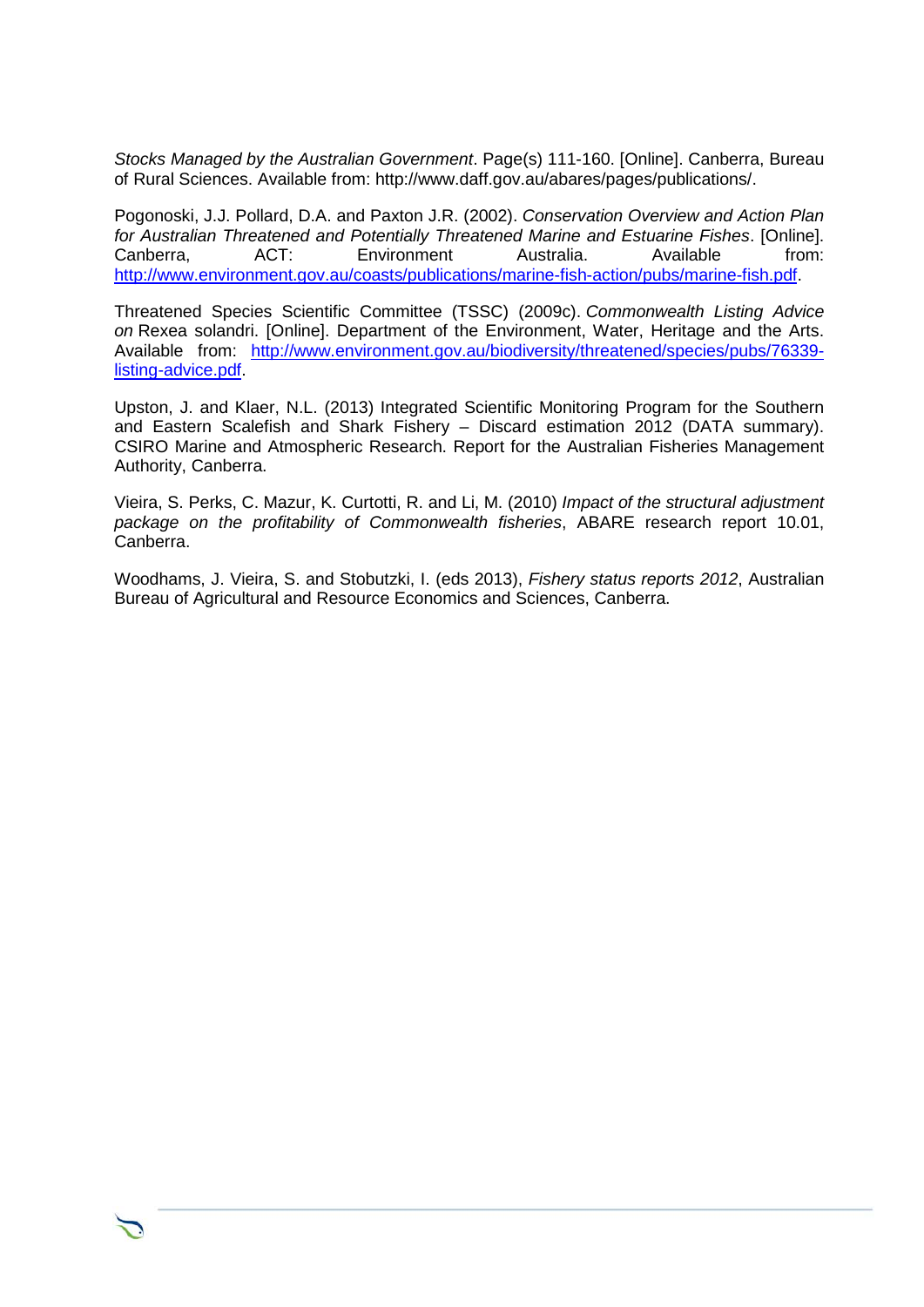*Stocks Managed by the Australian Government*. Page(s) 111-160. [Online]. Canberra, Bureau of Rural Sciences. Available from: http://www.daff.gov.au/abares/pages/publications/.

Pogonoski, J.J. Pollard, D.A. and Paxton J.R. (2002). *Conservation Overview and Action Plan for Australian Threatened and Potentially Threatened Marine and Estuarine Fishes*. [Online]. Canberra, ACT: Environment Australia. Available from: http://www.environment.gov.au/coasts/publications/marine-fish-action/pubs/marine-fish.pdf.

Threatened Species Scientific Committee (TSSC) (2009c). *Commonwealth Listing Advice on* Rexea solandri. [Online]. Department of the Environment, Water, Heritage and the Arts. Available from: http://www.environment.gov.au/biodiversity/threatened/species/pubs/76339-listing-advice.pdf.

Upston, J. and Klaer, N.L. (2013) Integrated Scientific Monitoring Program for the Southern and Eastern Scalefish and Shark Fishery – Discard estimation 2012 (DATA summary). CSIRO Marine and Atmospheric Research. Report for the Australian Fisheries Management Authority, Canberra.

Vieira, S. Perks, C. Mazur, K. Curtotti, R. and Li, M. (2010) *Impact of the structural adjustment package on the profitability of Commonwealth fisheries*, ABARE research report 10.01, Canberra.

Woodhams, J. Vieira, S. and Stobutzki, I. (eds 2013), *Fishery status reports 2012*, Australian Bureau of Agricultural and Resource Economics and Sciences, Canberra.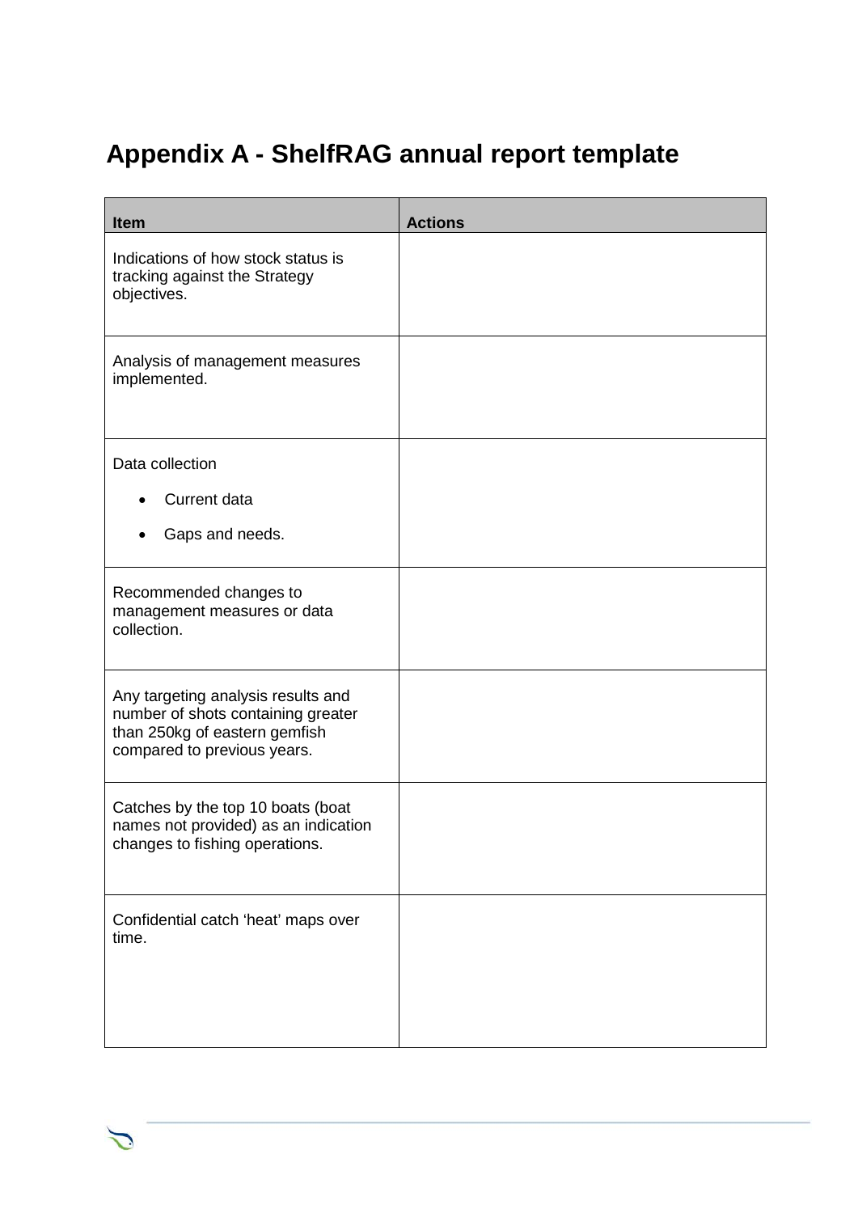# Appendix A - ShelfRAG annual report template

| Item | Actions |
| --- | --- |
| Indications of how stock status is tracking against the Strategy objectives. | |
| Analysis of management measures implemented. | |
| Data collection<br>• Current data<br>• Gaps and needs. | |
| Recommended changes to management measures or data collection. | |
| Any targeting analysis results and number of shots containing greater than 250kg of eastern gemfish compared to previous years. | |
| Catches by the top 10 boats (boat names not provided) as an indication changes to fishing operations. | |
| Confidential catch 'heat' maps over time. | |